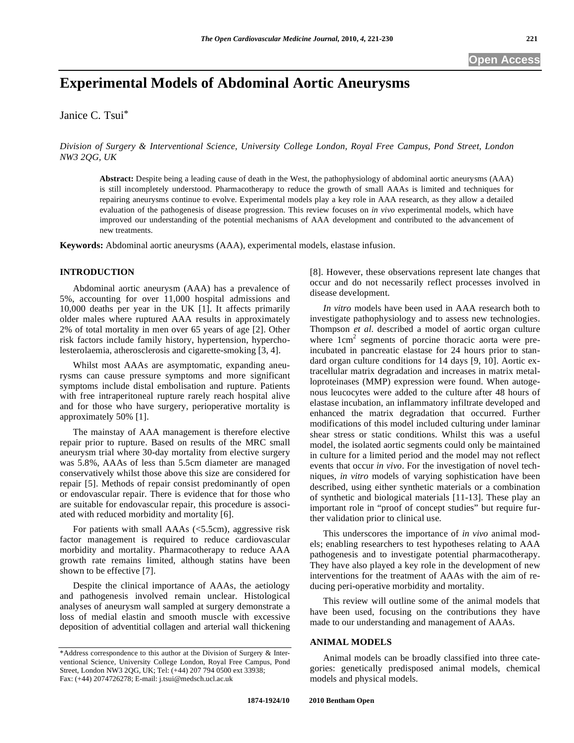# Experimental Models of Abdominal Aortic Aneurysms

Janice C. Tsui*

*Division of Surgery & Interventional Science, University College London, Royal Free Campus, Pond Street, London NW3 2QG, UK*

**Abstract:** Despite being a leading cause of death in the West, the pathophysiology of abdominal aortic aneurysms (AAA) is still incompletely understood. Pharmacotherapy to reduce the growth of small AAAs is limited and techniques for repairing aneurysms continue to evolve. Experimental models play a key role in AAA research, as they allow a detailed evaluation of the pathogenesis of disease progression. This review focuses on *in vivo* experimental models, which have improved our understanding of the potential mechanisms of AAA development and contributed to the advancement of new treatments.

**Keywords:** Abdominal aortic aneurysms (AAA), experimental models, elastase infusion.

## INTRODUCTION

Abdominal aortic aneurysm (AAA) has a prevalence of 5%, accounting for over 11,000 hospital admissions and 10,000 deaths per year in the UK [1]. It affects primarily older males where ruptured AAA results in approximately 2% of total mortality in men over 65 years of age [2]. Other risk factors include family history, hypertension, hypercholesterolaemia, atherosclerosis and cigarette-smoking [3, 4].

Whilst most AAAs are asymptomatic, expanding aneurysms can cause pressure symptoms and more significant symptoms include distal embolisation and rupture. Patients with free intraperitoneal rupture rarely reach hospital alive and for those who have surgery, perioperative mortality is approximately 50% [1].

The mainstay of AAA management is therefore elective repair prior to rupture. Based on results of the MRC small aneurysm trial where 30-day mortality from elective surgery was 5.8%, AAAs of less than 5.5cm diameter are managed conservatively whilst those above this size are considered for repair [5]. Methods of repair consist predominantly of open or endovascular repair. There is evidence that for those who are suitable for endovascular repair, this procedure is associated with reduced morbidity and mortality [6].

For patients with small AAAs (<5.5cm), aggressive risk factor management is required to reduce cardiovascular morbidity and mortality. Pharmacotherapy to reduce AAA growth rate remains limited, although statins have been shown to be effective [7].

Despite the clinical importance of AAAs, the aetiology and pathogenesis involved remain unclear. Histological analyses of aneurysm wall sampled at surgery demonstrate a loss of medial elastin and smooth muscle with excessive deposition of adventitial collagen and arterial wall thickening [8]. However, these observations represent late changes that occur and do not necessarily reflect processes involved in disease development.

*In vitro* models have been used in AAA research both to investigate pathophysiology and to assess new technologies. Thompson *et al.* described a model of aortic organ culture where $1cm^2$ segments of porcine thoracic aorta were pre-incubated in pancreatic elastase for 24 hours prior to standard organ culture conditions for 14 days [9, 10]. Aortic extracellular matrix degradation and increases in matrix metalloproteinases (MMP) expression were found. When autogenous leucocytes were added to the culture after 48 hours of elastase incubation, an inflammatory infiltrate developed and enhanced the matrix degradation that occurred. Further modifications of this model included culturing under laminar shear stress or static conditions. Whilst this was a useful model, the isolated aortic segments could only be maintained in culture for a limited period and the model may not reflect events that occur *in vivo*. For the investigation of novel techniques, *in vitro* models of varying sophistication have been described, using either synthetic materials or a combination of synthetic and biological materials [11-13]. These play an important role in "proof of concept studies" but require further validation prior to clinical use.

This underscores the importance of *in vivo* animal models; enabling researchers to test hypotheses relating to AAA pathogenesis and to investigate potential pharmacotherapy. They have also played a key role in the development of new interventions for the treatment of AAAs with the aim of reducing peri-operative morbidity and mortality.

This review will outline some of the animal models that have been used, focusing on the contributions they have made to our understanding and management of AAAs.

## ANIMAL MODELS

Animal models can be broadly classified into three categories: genetically predisposed animal models, chemical models and physical models.

*Address correspondence to this author at the Division of Surgery & Interventional Science, University College London, Royal Free Campus, Pond Street, London NW3 2QG, UK; Tel: (+44) 207 794 0500 ext 33938; Fax: (+44) 2074726278; E-mail: j.tsui@medsch.ucl.ac.uk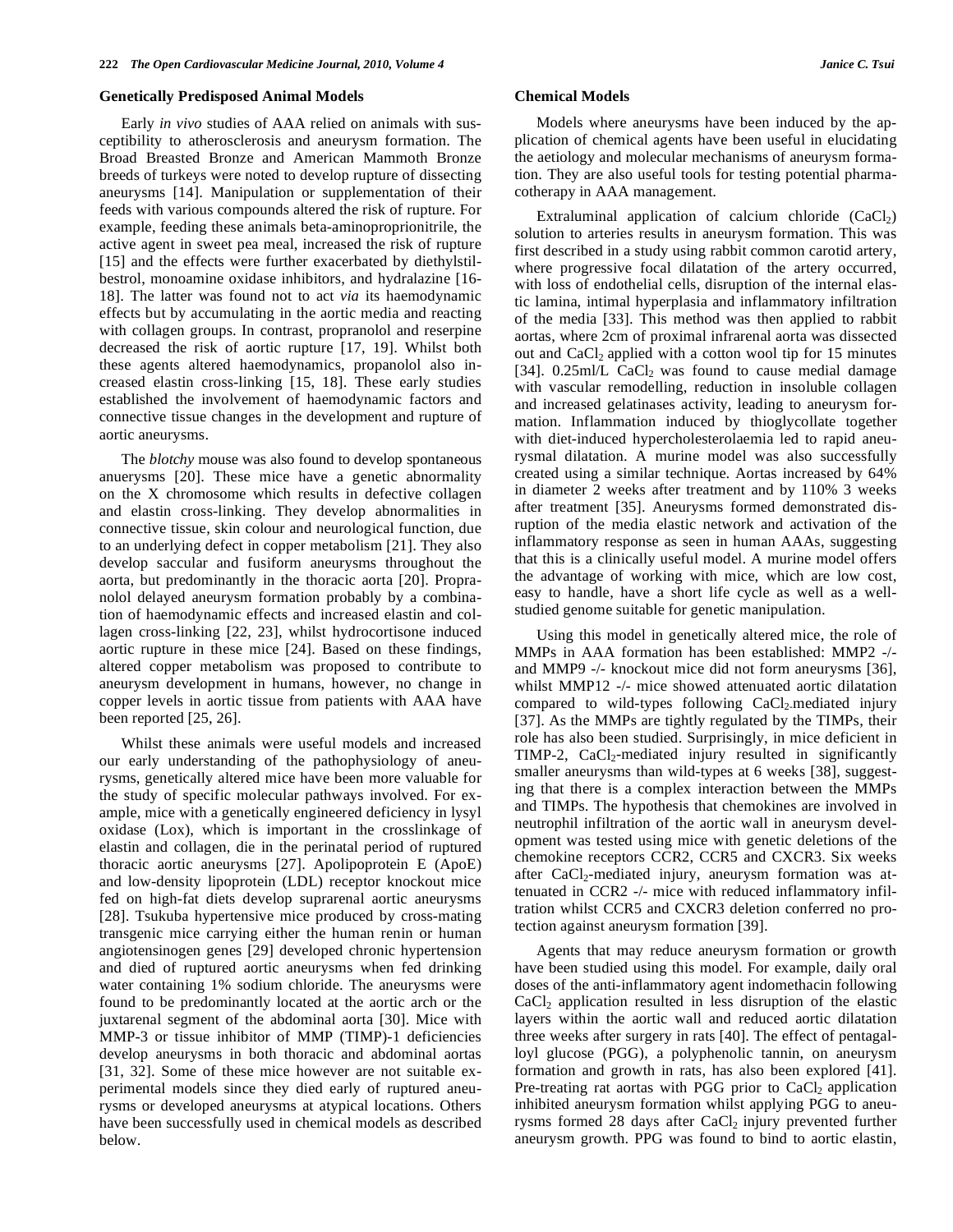### Genetically Predisposed Animal Models

Early *in vivo* studies of AAA relied on animals with susceptibility to atherosclerosis and aneurysm formation. The Broad Breasted Bronze and American Mammoth Bronze breeds of turkeys were noted to develop rupture of dissecting aneurysms [14]. Manipulation or supplementation of their feeds with various compounds altered the risk of rupture. For example, feeding these animals beta-aminoproprionitrile, the active agent in sweet pea meal, increased the risk of rupture [15] and the effects were further exacerbated by diethylstilbestrol, monoamine oxidase inhibitors, and hydralazine [16-18]. The latter was found not to act *via* its haemodynamic effects but by accumulating in the aortic media and reacting with collagen groups. In contrast, propranolol and reserpine decreased the risk of aortic rupture [17, 19]. Whilst both these agents altered haemodynamics, propanolol also increased elastin cross-linking [15, 18]. These early studies established the involvement of haemodynamic factors and connective tissue changes in the development and rupture of aortic aneurysms.

The *blotchy* mouse was also found to develop spontaneous anuerysms [20]. These mice have a genetic abnormality on the X chromosome which results in defective collagen and elastin cross-linking. They develop abnormalities in connective tissue, skin colour and neurological function, due to an underlying defect in copper metabolism [21]. They also develop saccular and fusiform aneurysms throughout the aorta, but predominantly in the thoracic aorta [20]. Propranolol delayed aneurysm formation probably by a combination of haemodynamic effects and increased elastin and collagen cross-linking [22, 23], whilst hydrocortisone induced aortic rupture in these mice [24]. Based on these findings, altered copper metabolism was proposed to contribute to aneurysm development in humans, however, no change in copper levels in aortic tissue from patients with AAA have been reported [25, 26].

Whilst these animals were useful models and increased our early understanding of the pathophysiology of aneurysms, genetically altered mice have been more valuable for the study of specific molecular pathways involved. For example, mice with a genetically engineered deficiency in lysyl oxidase (Lox), which is important in the crosslinkage of elastin and collagen, die in the perinatal period of ruptured thoracic aortic aneurysms [27]. Apolipoprotein E (ApoE) and low-density lipoprotein (LDL) receptor knockout mice fed on high-fat diets develop suprarenal aortic aneurysms [28]. Tsukuba hypertensive mice produced by cross-mating transgenic mice carrying either the human renin or human angiotensinogen genes [29] developed chronic hypertension and died of ruptured aortic aneurysms when fed drinking water containing 1% sodium chloride. The aneurysms were found to be predominantly located at the aortic arch or the juxtarenal segment of the abdominal aorta [30]. Mice with MMP-3 or tissue inhibitor of MMP (TIMP)-1 deficiencies develop aneurysms in both thoracic and abdominal aortas [31, 32]. Some of these mice however are not suitable experimental models since they died early of ruptured aneurysms or developed aneurysms at atypical locations. Others have been successfully used in chemical models as described below.

### Chemical Models

Models where aneurysms have been induced by the application of chemical agents have been useful in elucidating the aetiology and molecular mechanisms of aneurysm formation. They are also useful tools for testing potential pharmacotherapy in AAA management.

Extraluminal application of calcium chloride ($CaCl_2$) solution to arteries results in aneurysm formation. This was first described in a study using rabbit common carotid artery, where progressive focal dilatation of the artery occurred, with loss of endothelial cells, disruption of the internal elastic lamina, intimal hyperplasia and inflammatory infiltration of the media [33]. This method was then applied to rabbit aortas, where 2cm of proximal infrarenal aorta was dissected out and $CaCl_2$ applied with a cotton wool tip for 15 minutes [34]. 0.25ml/L $CaCl_2$ was found to cause medial damage with vascular remodelling, reduction in insoluble collagen and increased gelatinases activity, leading to aneurysm formation. Inflammation induced by thioglycollate together with diet-induced hypercholesterolaemia led to rapid aneurysmal dilatation. A murine model was also successfully created using a similar technique. Aortas increased by 64% in diameter 2 weeks after treatment and by 110% 3 weeks after treatment [35]. Aneurysms formed demonstrated disruption of the media elastic network and activation of the inflammatory response as seen in human AAAs, suggesting that this is a clinically useful model. A murine model offers the advantage of working with mice, which are low cost, easy to handle, have a short life cycle as well as a well-studied genome suitable for genetic manipulation.

Using this model in genetically altered mice, the role of MMPs in AAA formation has been established: MMP2 -/- and MMP9 -/- knockout mice did not form aneurysms [36], whilst MMP12 -/- mice showed attenuated aortic dilatation compared to wild-types following $CaCl_2$-mediated injury [37]. As the MMPs are tightly regulated by the TIMPs, their role has also been studied. Surprisingly, in mice deficient in TIMP-2, $CaCl_2$-mediated injury resulted in significantly smaller aneurysms than wild-types at 6 weeks [38], suggesting that there is a complex interaction between the MMPs and TIMPs. The hypothesis that chemokines are involved in neutrophil infiltration of the aortic wall in aneurysm development was tested using mice with genetic deletions of the chemokine receptors CCR2, CCR5 and CXCR3. Six weeks after $CaCl_2$-mediated injury, aneurysm formation was attenuated in CCR2 -/- mice with reduced inflammatory infiltration whilst CCR5 and CXCR3 deletion conferred no protection against aneurysm formation [39].

Agents that may reduce aneurysm formation or growth have been studied using this model. For example, daily oral doses of the anti-inflammatory agent indomethacin following $CaCl_2$ application resulted in less disruption of the elastic layers within the aortic wall and reduced aortic dilatation three weeks after surgery in rats [40]. The effect of pentagalloyl glucose (PGG), a polyphenolic tannin, on aneurysm formation and growth in rats, has also been explored [41]. Pre-treating rat aortas with PGG prior to $CaCl_2$ application inhibited aneurysm formation whilst applying PGG to aneurysms formed 28 days after $CaCl_2$ injury prevented further aneurysm growth. PPG was found to bind to aortic elastin,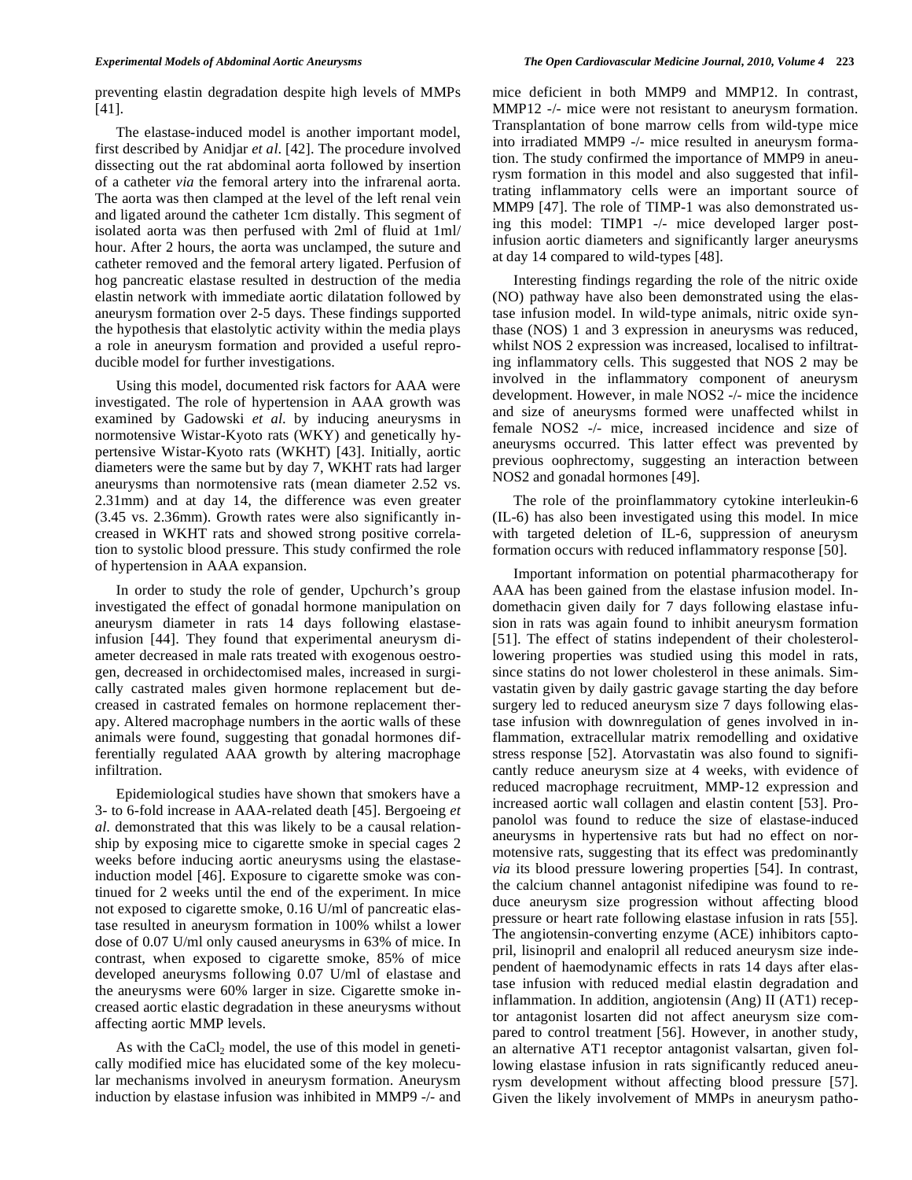preventing elastin degradation despite high levels of MMPs [41].

The elastase-induced model is another important model, first described by Anidjar *et al.* [42]. The procedure involved dissecting out the rat abdominal aorta followed by insertion of a catheter *via* the femoral artery into the infrarenal aorta. The aorta was then clamped at the level of the left renal vein and ligated around the catheter 1cm distally. This segment of isolated aorta was then perfused with 2ml of fluid at 1ml/ hour. After 2 hours, the aorta was unclamped, the suture and catheter removed and the femoral artery ligated. Perfusion of hog pancreatic elastase resulted in destruction of the media elastin network with immediate aortic dilatation followed by aneurysm formation over 2-5 days. These findings supported the hypothesis that elastolytic activity within the media plays a role in aneurysm formation and provided a useful reproducible model for further investigations.

Using this model, documented risk factors for AAA were investigated. The role of hypertension in AAA growth was examined by Gadowski *et al.* by inducing aneurysms in normotensive Wistar-Kyoto rats (WKY) and genetically hypertensive Wistar-Kyoto rats (WKHT) [43]. Initially, aortic diameters were the same but by day 7, WKHT rats had larger aneurysms than normotensive rats (mean diameter 2.52 vs. 2.31mm) and at day 14, the difference was even greater (3.45 vs. 2.36mm). Growth rates were also significantly increased in WKHT rats and showed strong positive correlation to systolic blood pressure. This study confirmed the role of hypertension in AAA expansion.

In order to study the role of gender, Upchurch's group investigated the effect of gonadal hormone manipulation on aneurysm diameter in rats 14 days following elastase-infusion [44]. They found that experimental aneurysm diameter decreased in male rats treated with exogenous oestrogen, decreased in orchidectomised males, increased in surgically castrated males given hormone replacement but decreased in castrated females on hormone replacement therapy. Altered macrophage numbers in the aortic walls of these animals were found, suggesting that gonadal hormones differentially regulated AAA growth by altering macrophage infiltration.

Epidemiological studies have shown that smokers have a 3- to 6-fold increase in AAA-related death [45]. Bergoeing *et al.* demonstrated that this was likely to be a causal relationship by exposing mice to cigarette smoke in special cages 2 weeks before inducing aortic aneurysms using the elastase-induction model [46]. Exposure to cigarette smoke was continued for 2 weeks until the end of the experiment. In mice not exposed to cigarette smoke, 0.16 U/ml of pancreatic elastase resulted in aneurysm formation in 100% whilst a lower dose of 0.07 U/ml only caused aneurysms in 63% of mice. In contrast, when exposed to cigarette smoke, 85% of mice developed aneurysms following 0.07 U/ml of elastase and the aneurysms were 60% larger in size. Cigarette smoke increased aortic elastic degradation in these aneurysms without affecting aortic MMP levels.

As with the $CaCl_2$ model, the use of this model in genetically modified mice has elucidated some of the key molecular mechanisms involved in aneurysm formation. Aneurysm induction by elastase infusion was inhibited in MMP9 -/- and mice deficient in both MMP9 and MMP12. In contrast, MMP12 -/- mice were not resistant to aneurysm formation. Transplantation of bone marrow cells from wild-type mice into irradiated MMP9 -/- mice resulted in aneurysm formation. The study confirmed the importance of MMP9 in aneurysm formation in this model and also suggested that infiltrating inflammatory cells were an important source of MMP9 [47]. The role of TIMP-1 was also demonstrated using this model: TIMP1 -/- mice developed larger post-infusion aortic diameters and significantly larger aneurysms at day 14 compared to wild-types [48].

Interesting findings regarding the role of the nitric oxide (NO) pathway have also been demonstrated using the elastase infusion model. In wild-type animals, nitric oxide synthase (NOS) 1 and 3 expression in aneurysms was reduced, whilst NOS 2 expression was increased, localised to infiltrating inflammatory cells. This suggested that NOS 2 may be involved in the inflammatory component of aneurysm development. However, in male NOS2 -/- mice the incidence and size of aneurysms formed were unaffected whilst in female NOS2 -/- mice, increased incidence and size of aneurysms occurred. This latter effect was prevented by previous oophrectomy, suggesting an interaction between NOS2 and gonadal hormones [49].

The role of the proinflammatory cytokine interleukin-6 (IL-6) has also been investigated using this model. In mice with targeted deletion of IL-6, suppression of aneurysm formation occurs with reduced inflammatory response [50].

Important information on potential pharmacotherapy for AAA has been gained from the elastase infusion model. Indomethacin given daily for 7 days following elastase infusion in rats was again found to inhibit aneurysm formation [51]. The effect of statins independent of their cholesterol-lowering properties was studied using this model in rats, since statins do not lower cholesterol in these animals. Simvastatin given by daily gastric gavage starting the day before surgery led to reduced aneurysm size 7 days following elastase infusion with downregulation of genes involved in inflammation, extracellular matrix remodelling and oxidative stress response [52]. Atorvastatin was also found to significantly reduce aneurysm size at 4 weeks, with evidence of reduced macrophage recruitment, MMP-12 expression and increased aortic wall collagen and elastin content [53]. Propanolol was found to reduce the size of elastase-induced aneurysms in hypertensive rats but had no effect on normotensive rats, suggesting that its effect was predominantly *via* its blood pressure lowering properties [54]. In contrast, the calcium channel antagonist nifedipine was found to reduce aneurysm size progression without affecting blood pressure or heart rate following elastase infusion in rats [55]. The angiotensin-converting enzyme (ACE) inhibitors captopril, lisinopril and enalopril all reduced aneurysm size independent of haemodynamic effects in rats 14 days after elastase infusion with reduced medial elastin degradation and inflammation. In addition, angiotensin (Ang) II (AT1) receptor antagonist losarten did not affect aneurysm size compared to control treatment [56]. However, in another study, an alternative AT1 receptor antagonist valsartan, given following elastase infusion in rats significantly reduced aneurysm development without affecting blood pressure [57]. Given the likely involvement of MMPs in aneurysm patho-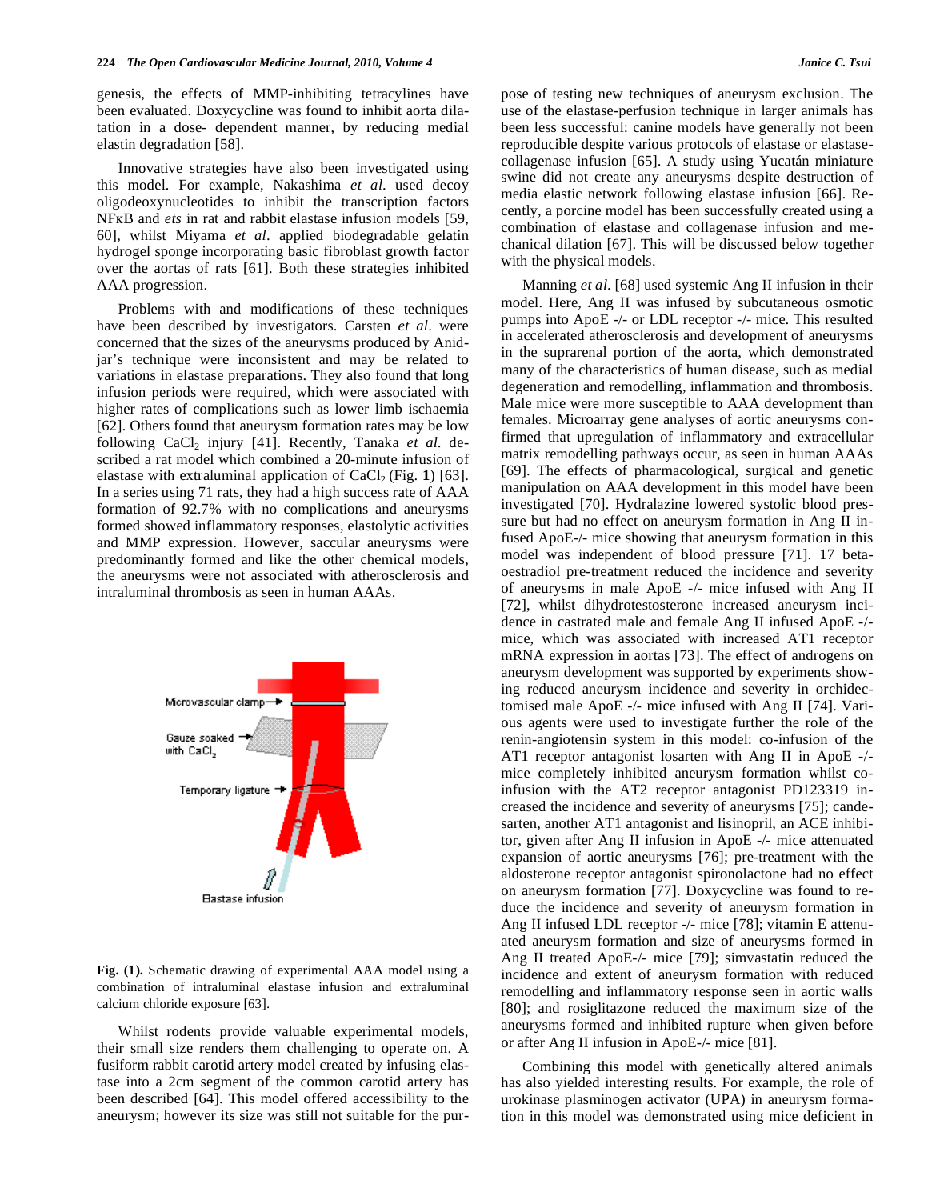genesis, the effects of MMP-inhibiting tetracylines have been evaluated. Doxycycline was found to inhibit aorta dilatation in a dose- dependent manner, by reducing medial elastin degradation [58].

Innovative strategies have also been investigated using this model. For example, Nakashima *et al.* used decoy oligodeoxynucleotides to inhibit the transcription factors NFκB and *ets* in rat and rabbit elastase infusion models [59, 60], whilst Miyama *et al*. applied biodegradable gelatin hydrogel sponge incorporating basic fibroblast growth factor over the aortas of rats [61]. Both these strategies inhibited AAA progression.

Problems with and modifications of these techniques have been described by investigators. Carsten *et al*. were concerned that the sizes of the aneurysms produced by Anidjar's technique were inconsistent and may be related to variations in elastase preparations. They also found that long infusion periods were required, which were associated with higher rates of complications such as lower limb ischaemia [62]. Others found that aneurysm formation rates may be low following $CaCl_2$ injury [41]. Recently, Tanaka *et al.* described a rat model which combined a 20-minute infusion of elastase with extraluminal application of $CaCl_2$ (Fig. **1**) [63]. In a series using 71 rats, they had a high success rate of AAA formation of 92.7% with no complications and aneurysms formed showed inflammatory responses, elastolytic activities and MMP expression. However, saccular aneurysms were predominantly formed and like the other chemical models, the aneurysms were not associated with atherosclerosis and intraluminal thrombosis as seen in human AAAs.

Microvascular clamp
Gauze soaked with $CaCl_2$
Temporary ligature
Elastase infusion

**Fig. (1).** Schematic drawing of experimental AAA model using a combination of intraluminal elastase infusion and extraluminal calcium chloride exposure [63].

Whilst rodents provide valuable experimental models, their small size renders them challenging to operate on. A fusiform rabbit carotid artery model created by infusing elastase into a 2cm segment of the common carotid artery has been described [64]. This model offered accessibility to the aneurysm; however its size was still not suitable for the purpose of testing new techniques of aneurysm exclusion. The use of the elastase-perfusion technique in larger animals has been less successful: canine models have generally not been reproducible despite various protocols of elastase or elastase-collagenase infusion [65]. A study using Yucatán miniature swine did not create any aneurysms despite destruction of media elastic network following elastase infusion [66]. Recently, a porcine model has been successfully created using a combination of elastase and collagenase infusion and mechanical dilation [67]. This will be discussed below together with the physical models.

Manning *et al.* [68] used systemic Ang II infusion in their model. Here, Ang II was infused by subcutaneous osmotic pumps into ApoE -/- or LDL receptor -/- mice. This resulted in accelerated atherosclerosis and development of aneurysms in the suprarenal portion of the aorta, which demonstrated many of the characteristics of human disease, such as medial degeneration and remodelling, inflammation and thrombosis. Male mice were more susceptible to AAA development than females. Microarray gene analyses of aortic aneurysms confirmed that upregulation of inflammatory and extracellular matrix remodelling pathways occur, as seen in human AAAs [69]. The effects of pharmacological, surgical and genetic manipulation on AAA development in this model have been investigated [70]. Hydralazine lowered systolic blood pressure but had no effect on aneurysm formation in Ang II infused ApoE-/- mice showing that aneurysm formation in this model was independent of blood pressure [71]. 17 beta-oestradiol pre-treatment reduced the incidence and severity of aneurysms in male ApoE -/- mice infused with Ang II [72], whilst dihydrotestosterone increased aneurysm incidence in castrated male and female Ang II infused ApoE -/- mice, which was associated with increased AT1 receptor mRNA expression in aortas [73]. The effect of androgens on aneurysm development was supported by experiments showing reduced aneurysm incidence and severity in orchidectomised male ApoE -/- mice infused with Ang II [74]. Various agents were used to investigate further the role of the renin-angiotensin system in this model: co-infusion of the AT1 receptor antagonist losarten with Ang II in ApoE -/- mice completely inhibited aneurysm formation whilst co-infusion with the AT2 receptor antagonist PD123319 increased the incidence and severity of aneurysms [75]; candesarten, another AT1 antagonist and lisinopril, an ACE inhibitor, given after Ang II infusion in ApoE -/- mice attenuated expansion of aortic aneurysms [76]; pre-treatment with the aldosterone receptor antagonist spironolactone had no effect on aneurysm formation [77]. Doxycycline was found to reduce the incidence and severity of aneurysm formation in Ang II infused LDL receptor -/- mice [78]; vitamin E attenuated aneurysm formation and size of aneurysms formed in Ang II treated ApoE-/- mice [79]; simvastatin reduced the incidence and extent of aneurysm formation with reduced remodelling and inflammatory response seen in aortic walls [80]; and rosiglitazone reduced the maximum size of the aneurysms formed and inhibited rupture when given before or after Ang II infusion in ApoE-/- mice [81].

Combining this model with genetically altered animals has also yielded interesting results. For example, the role of urokinase plasminogen activator (UPA) in aneurysm formation in this model was demonstrated using mice deficient in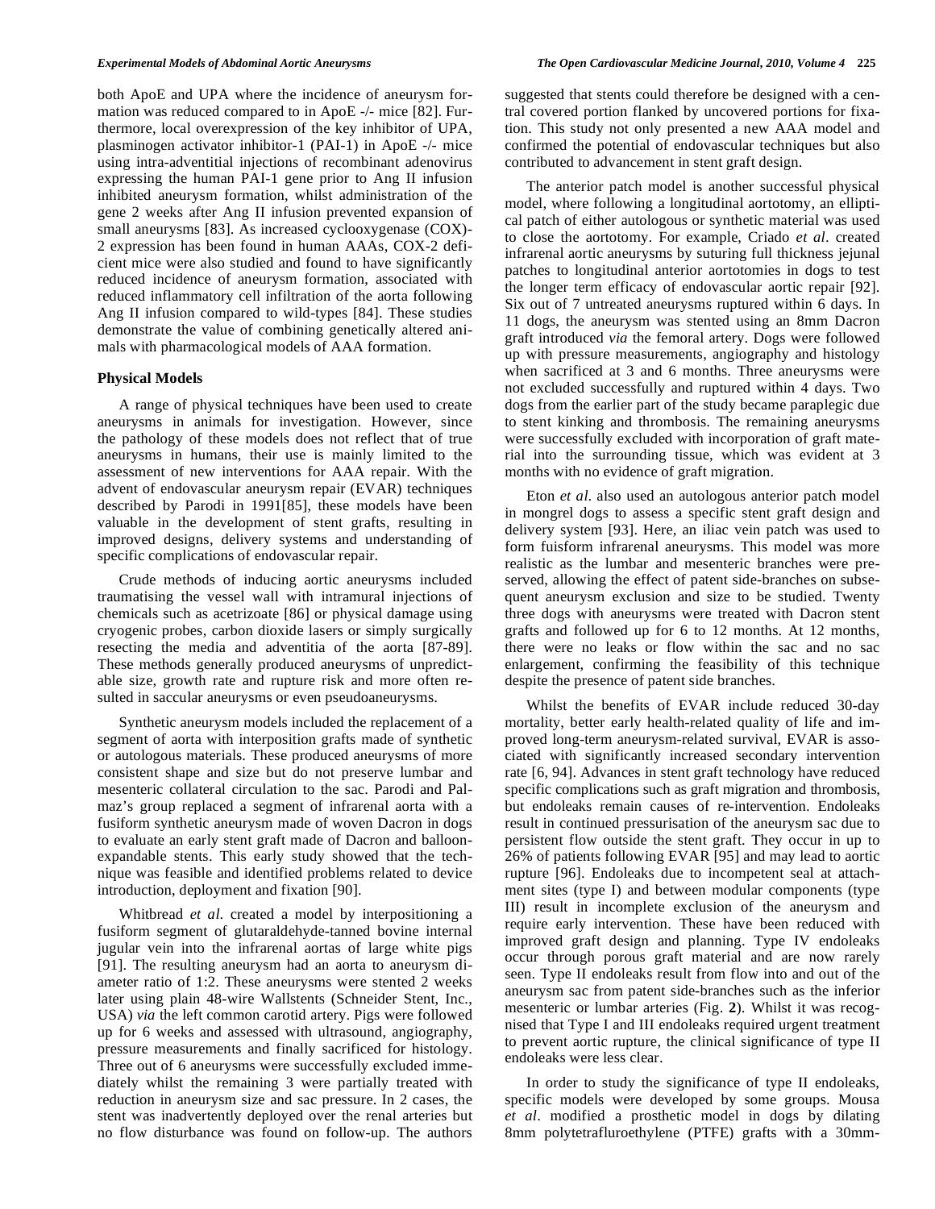both ApoE and UPA where the incidence of aneurysm formation was reduced compared to in ApoE -/- mice [82]. Furthermore, local overexpression of the key inhibitor of UPA, plasminogen activator inhibitor-1 (PAI-1) in ApoE -/- mice using intra-adventitial injections of recombinant adenovirus expressing the human PAI-1 gene prior to Ang II infusion inhibited aneurysm formation, whilst administration of the gene 2 weeks after Ang II infusion prevented expansion of small aneurysms [83]. As increased cyclooxygenase (COX)-2 expression has been found in human AAAs, COX-2 deficient mice were also studied and found to have significantly reduced incidence of aneurysm formation, associated with reduced inflammatory cell infiltration of the aorta following Ang II infusion compared to wild-types [84]. These studies demonstrate the value of combining genetically altered animals with pharmacological models of AAA formation.

### Physical Models

A range of physical techniques have been used to create aneurysms in animals for investigation. However, since the pathology of these models does not reflect that of true aneurysms in humans, their use is mainly limited to the assessment of new interventions for AAA repair. With the advent of endovascular aneurysm repair (EVAR) techniques described by Parodi in 1991[85], these models have been valuable in the development of stent grafts, resulting in improved designs, delivery systems and understanding of specific complications of endovascular repair.

Crude methods of inducing aortic aneurysms included traumatising the vessel wall with intramural injections of chemicals such as acetrizoate [86] or physical damage using cryogenic probes, carbon dioxide lasers or simply surgically resecting the media and adventitia of the aorta [87-89]. These methods generally produced aneurysms of unpredictable size, growth rate and rupture risk and more often resulted in saccular aneurysms or even pseudoaneurysms.

Synthetic aneurysm models included the replacement of a segment of aorta with interposition grafts made of synthetic or autologous materials. These produced aneurysms of more consistent shape and size but do not preserve lumbar and mesenteric collateral circulation to the sac. Parodi and Palmaz's group replaced a segment of infrarenal aorta with a fusiform synthetic aneurysm made of woven Dacron in dogs to evaluate an early stent graft made of Dacron and balloon-expandable stents. This early study showed that the technique was feasible and identified problems related to device introduction, deployment and fixation [90].

Whitbread *et al*. created a model by interpositioning a fusiform segment of glutaraldehyde-tanned bovine internal jugular vein into the infrarenal aortas of large white pigs [91]. The resulting aneurysm had an aorta to aneurysm diameter ratio of 1:2. These aneurysms were stented 2 weeks later using plain 48-wire Wallstents (Schneider Stent, Inc., USA) *via* the left common carotid artery. Pigs were followed up for 6 weeks and assessed with ultrasound, angiography, pressure measurements and finally sacrificed for histology. Three out of 6 aneurysms were successfully excluded immediately whilst the remaining 3 were partially treated with reduction in aneurysm size and sac pressure. In 2 cases, the stent was inadvertently deployed over the renal arteries but no flow disturbance was found on follow-up. The authors suggested that stents could therefore be designed with a central covered portion flanked by uncovered portions for fixation. This study not only presented a new AAA model and confirmed the potential of endovascular techniques but also contributed to advancement in stent graft design.

The anterior patch model is another successful physical model, where following a longitudinal aortotomy, an elliptical patch of either autologous or synthetic material was used to close the aortotomy. For example, Criado *et al*. created infrarenal aortic aneurysms by suturing full thickness jejunal patches to longitudinal anterior aortotomies in dogs to test the longer term efficacy of endovascular aortic repair [92]. Six out of 7 untreated aneurysms ruptured within 6 days. In 11 dogs, the aneurysm was stented using an 8mm Dacron graft introduced *via* the femoral artery. Dogs were followed up with pressure measurements, angiography and histology when sacrificed at 3 and 6 months. Three aneurysms were not excluded successfully and ruptured within 4 days. Two dogs from the earlier part of the study became paraplegic due to stent kinking and thrombosis. The remaining aneurysms were successfully excluded with incorporation of graft material into the surrounding tissue, which was evident at 3 months with no evidence of graft migration.

Eton *et al*. also used an autologous anterior patch model in mongrel dogs to assess a specific stent graft design and delivery system [93]. Here, an iliac vein patch was used to form fuisform infrarenal aneurysms. This model was more realistic as the lumbar and mesenteric branches were preserved, allowing the effect of patent side-branches on subsequent aneurysm exclusion and size to be studied. Twenty three dogs with aneurysms were treated with Dacron stent grafts and followed up for 6 to 12 months. At 12 months, there were no leaks or flow within the sac and no sac enlargement, confirming the feasibility of this technique despite the presence of patent side branches.

Whilst the benefits of EVAR include reduced 30-day mortality, better early health-related quality of life and improved long-term aneurysm-related survival, EVAR is associated with significantly increased secondary intervention rate [6, 94]. Advances in stent graft technology have reduced specific complications such as graft migration and thrombosis, but endoleaks remain causes of re-intervention. Endoleaks result in continued pressurisation of the aneurysm sac due to persistent flow outside the stent graft. They occur in up to 26% of patients following EVAR [95] and may lead to aortic rupture [96]. Endoleaks due to incompetent seal at attachment sites (type I) and between modular components (type III) result in incomplete exclusion of the aneurysm and require early intervention. These have been reduced with improved graft design and planning. Type IV endoleaks occur through porous graft material and are now rarely seen. Type II endoleaks result from flow into and out of the aneurysm sac from patent side-branches such as the inferior mesenteric or lumbar arteries (Fig. **2**). Whilst it was recognised that Type I and III endoleaks required urgent treatment to prevent aortic rupture, the clinical significance of type II endoleaks were less clear.

In order to study the significance of type II endoleaks, specific models were developed by some groups. Mousa *et al*. modified a prosthetic model in dogs by dilating 8mm polytetrafluroethylene (PTFE) grafts with a 30mm-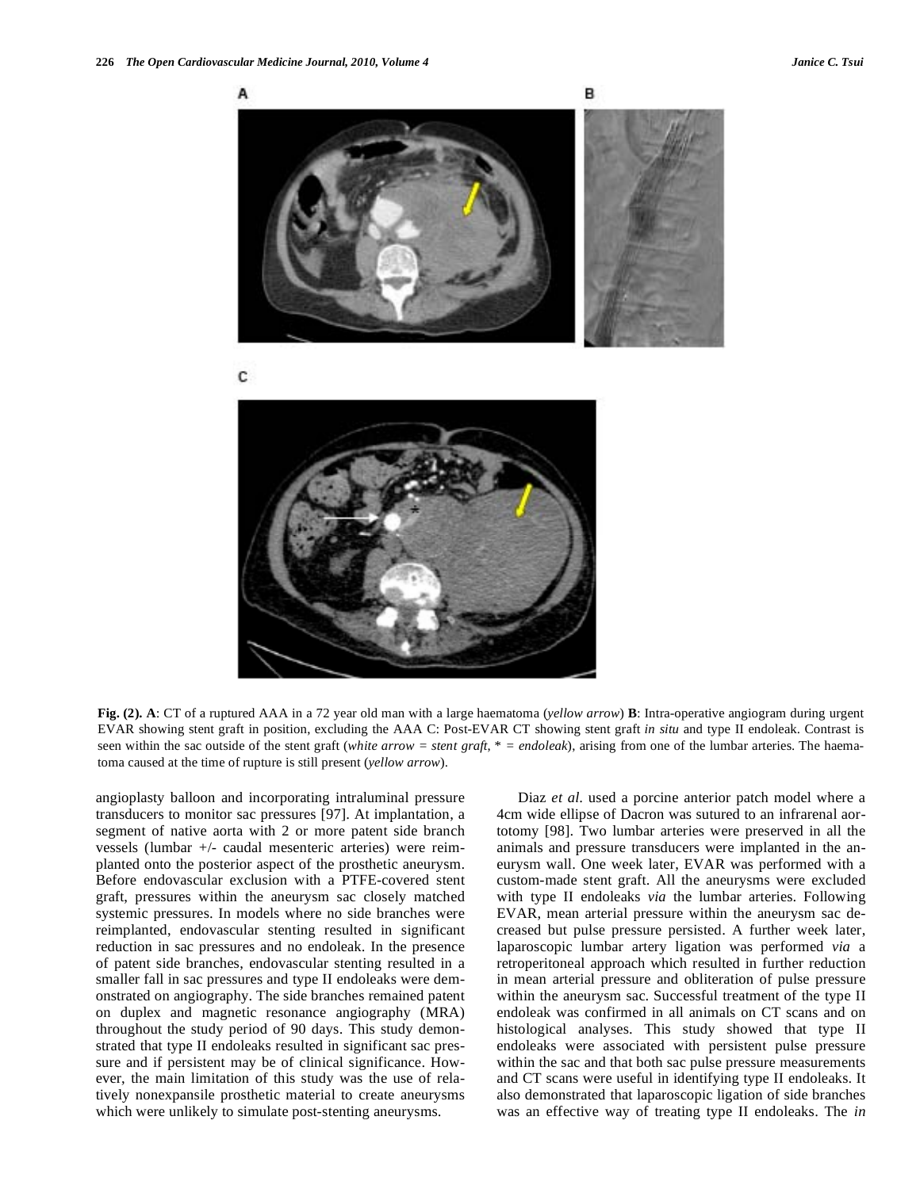**Fig. (2). A**: CT of a ruptured AAA in a 72 year old man with a large haematoma (*yellow arrow*) **B**: Intra-operative angiogram during urgent EVAR showing stent graft in position, excluding the AAA C: Post-EVAR CT showing stent graft *in situ* and type II endoleak. Contrast is seen within the sac outside of the stent graft (*white arrow = stent graft*, * = *endoleak*), arising from one of the lumbar arteries. The haematoma caused at the time of rupture is still present (*yellow arrow*).

angioplasty balloon and incorporating intraluminal pressure transducers to monitor sac pressures [97]. At implantation, a segment of native aorta with 2 or more patent side branch vessels (lumbar +/- caudal mesenteric arteries) were reimplanted onto the posterior aspect of the prosthetic aneurysm. Before endovascular exclusion with a PTFE-covered stent graft, pressures within the aneurysm sac closely matched systemic pressures. In models where no side branches were reimplanted, endovascular stenting resulted in significant reduction in sac pressures and no endoleak. In the presence of patent side branches, endovascular stenting resulted in a smaller fall in sac pressures and type II endoleaks were demonstrated on angiography. The side branches remained patent on duplex and magnetic resonance angiography (MRA) throughout the study period of 90 days. This study demonstrated that type II endoleaks resulted in significant sac pressure and if persistent may be of clinical significance. However, the main limitation of this study was the use of relatively nonexpansile prosthetic material to create aneurysms which were unlikely to simulate post-stenting aneurysms.

Diaz *et al.* used a porcine anterior patch model where a 4cm wide ellipse of Dacron was sutured to an infrarenal aortotomy [98]. Two lumbar arteries were preserved in all the animals and pressure transducers were implanted in the aneurysm wall. One week later, EVAR was performed with a custom-made stent graft. All the aneurysms were excluded with type II endoleaks *via* the lumbar arteries. Following EVAR, mean arterial pressure within the aneurysm sac decreased but pulse pressure persisted. A further week later, laparoscopic lumbar artery ligation was performed *via* a retroperitoneal approach which resulted in further reduction in mean arterial pressure and obliteration of pulse pressure within the aneurysm sac. Successful treatment of the type II endoleak was confirmed in all animals on CT scans and on histological analyses. This study showed that type II endoleaks were associated with persistent pulse pressure within the sac and that both sac pulse pressure measurements and CT scans were useful in identifying type II endoleaks. It also demonstrated that laparoscopic ligation of side branches was an effective way of treating type II endoleaks. The *in*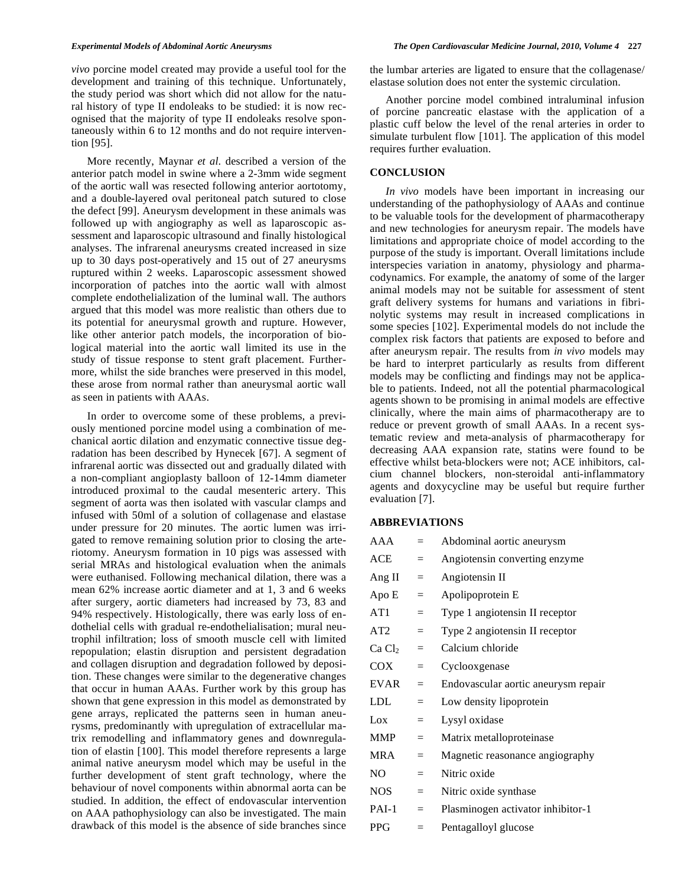*vivo* porcine model created may provide a useful tool for the development and training of this technique. Unfortunately, the study period was short which did not allow for the natural history of type II endoleaks to be studied: it is now recognised that the majority of type II endoleaks resolve spontaneously within 6 to 12 months and do not require intervention [95].

More recently, Maynar *et al*. described a version of the anterior patch model in swine where a 2-3mm wide segment of the aortic wall was resected following anterior aortotomy, and a double-layered oval peritoneal patch sutured to close the defect [99]. Aneurysm development in these animals was followed up with angiography as well as laparoscopic assessment and laparoscopic ultrasound and finally histological analyses. The infrarenal aneurysms created increased in size up to 30 days post-operatively and 15 out of 27 aneurysms ruptured within 2 weeks. Laparoscopic assessment showed incorporation of patches into the aortic wall with almost complete endothelialization of the luminal wall. The authors argued that this model was more realistic than others due to its potential for aneurysmal growth and rupture. However, like other anterior patch models, the incorporation of biological material into the aortic wall limited its use in the study of tissue response to stent graft placement. Furthermore, whilst the side branches were preserved in this model, these arose from normal rather than aneurysmal aortic wall as seen in patients with AAAs.

In order to overcome some of these problems, a previously mentioned porcine model using a combination of mechanical aortic dilation and enzymatic connective tissue degradation has been described by Hynecek [67]. A segment of infrarenal aortic was dissected out and gradually dilated with a non-compliant angioplasty balloon of 12-14mm diameter introduced proximal to the caudal mesenteric artery. This segment of aorta was then isolated with vascular clamps and infused with 50ml of a solution of collagenase and elastase under pressure for 20 minutes. The aortic lumen was irrigated to remove remaining solution prior to closing the arteriotomy. Aneurysm formation in 10 pigs was assessed with serial MRAs and histological evaluation when the animals were euthanised. Following mechanical dilation, there was a mean 62% increase aortic diameter and at 1, 3 and 6 weeks after surgery, aortic diameters had increased by 73, 83 and 94% respectively. Histologically, there was early loss of endothelial cells with gradual re-endothelialisation; mural neutrophil infiltration; loss of smooth muscle cell with limited repopulation; elastin disruption and persistent degradation and collagen disruption and degradation followed by deposition. These changes were similar to the degenerative changes that occur in human AAAs. Further work by this group has shown that gene expression in this model as demonstrated by gene arrays, replicated the patterns seen in human aneurysms, predominantly with upregulation of extracellular matrix remodelling and inflammatory genes and downregulation of elastin [100]. This model therefore represents a large animal native aneurysm model which may be useful in the further development of stent graft technology, where the behaviour of novel components within abnormal aorta can be studied. In addition, the effect of endovascular intervention on AAA pathophysiology can also be investigated. The main drawback of this model is the absence of side branches since the lumbar arteries are ligated to ensure that the collagenase/elastase solution does not enter the systemic circulation.

Another porcine model combined intraluminal infusion of porcine pancreatic elastase with the application of a plastic cuff below the level of the renal arteries in order to simulate turbulent flow [101]. The application of this model requires further evaluation.

## CONCLUSION

*In vivo* models have been important in increasing our understanding of the pathophysiology of AAAs and continue to be valuable tools for the development of pharmacotherapy and new technologies for aneurysm repair. The models have limitations and appropriate choice of model according to the purpose of the study is important. Overall limitations include interspecies variation in anatomy, physiology and pharmacodynamics. For example, the anatomy of some of the larger animal models may not be suitable for assessment of stent graft delivery systems for humans and variations in fibrinolytic systems may result in increased complications in some species [102]. Experimental models do not include the complex risk factors that patients are exposed to before and after aneurysm repair. The results from *in vivo* models may be hard to interpret particularly as results from different models may be conflicting and findings may not be applicable to patients. Indeed, not all the potential pharmacological agents shown to be promising in animal models are effective clinically, where the main aims of pharmacotherapy are to reduce or prevent growth of small AAAs. In a recent systematic review and meta-analysis of pharmacotherapy for decreasing AAA expansion rate, statins were found to be effective whilst beta-blockers were not; ACE inhibitors, calcium channel blockers, non-steroidal anti-inflammatory agents and doxycycline may be useful but require further evaluation [7].

## ABBREVIATIONS

| | | |
|---|---|---|
| AAA | = | Abdominal aortic aneurysm |
| ACE | = | Angiotensin converting enzyme |
| Ang II | = | Angiotensin II |
| Apo E | = | Apolipoprotein E |
| AT1 | = | Type 1 angiotensin II receptor |
| AT2 | = | Type 2 angiotensin II receptor |
| $Ca\,Cl_2$ | = | Calcium chloride |
| COX | = | Cyclooxgenase |
| EVAR | = | Endovascular aortic aneurysm repair |
| LDL | = | Low density lipoprotein |
| Lox | = | Lysyl oxidase |
| MMP | = | Matrix metalloproteinase |
| MRA | = | Magnetic reasonance angiography |
| NO | = | Nitric oxide |
| NOS | = | Nitric oxide synthase |
| PAI-1 | = | Plasminogen activator inhibitor-1 |
| PPG | = | Pentagalloyl glucose |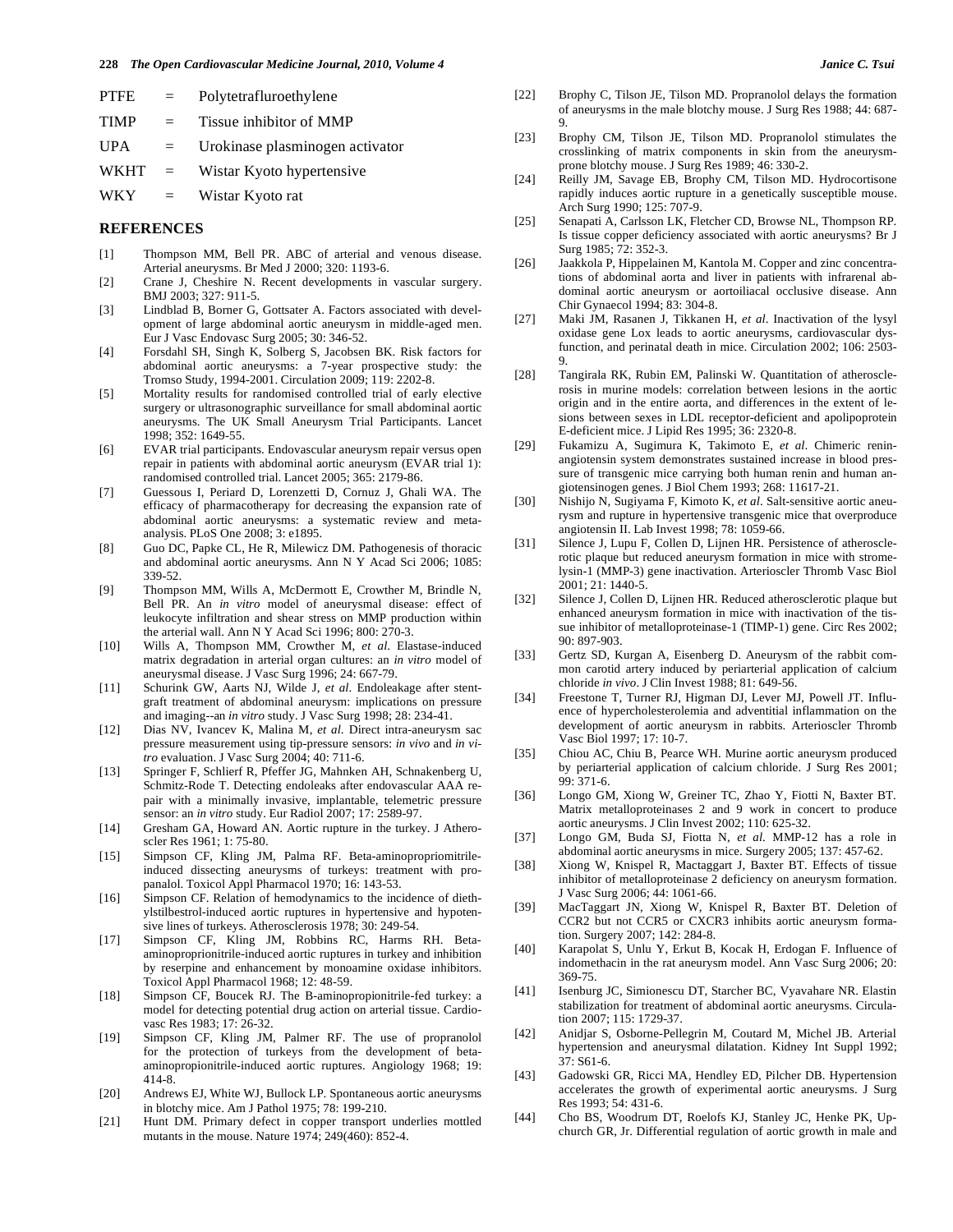PTFE = Polytetrafluroethylene

TIMP = Tissue inhibitor of MMP

UPA = Urokinase plasminogen activator

WKHT = Wistar Kyoto hypertensive

WKY = Wistar Kyoto rat

## REFERENCES

[1] Thompson MM, Bell PR. ABC of arterial and venous disease. Arterial aneurysms. Br Med J 2000; 320: 1193-6.

[2] Crane J, Cheshire N. Recent developments in vascular surgery. BMJ 2003; 327: 911-5.

[3] Lindblad B, Borner G, Gottsater A. Factors associated with development of large abdominal aortic aneurysm in middle-aged men. Eur J Vasc Endovasc Surg 2005; 30: 346-52.

[4] Forsdahl SH, Singh K, Solberg S, Jacobsen BK. Risk factors for abdominal aortic aneurysms: a 7-year prospective study: the Tromso Study, 1994-2001. Circulation 2009; 119: 2202-8.

[5] Mortality results for randomised controlled trial of early elective surgery or ultrasonographic surveillance for small abdominal aortic aneurysms. The UK Small Aneurysm Trial Participants. Lancet 1998; 352: 1649-55.

[6] EVAR trial participants. Endovascular aneurysm repair versus open repair in patients with abdominal aortic aneurysm (EVAR trial 1): randomised controlled trial. Lancet 2005; 365: 2179-86.

[7] Guessous I, Periard D, Lorenzetti D, Cornuz J, Ghali WA. The efficacy of pharmacotherapy for decreasing the expansion rate of abdominal aortic aneurysms: a systematic review and meta-analysis. PLoS One 2008; 3: e1895.

[8] Guo DC, Papke CL, He R, Milewicz DM. Pathogenesis of thoracic and abdominal aortic aneurysms. Ann N Y Acad Sci 2006; 1085: 339-52.

[9] Thompson MM, Wills A, McDermott E, Crowther M, Brindle N, Bell PR. An *in vitro* model of aneurysmal disease: effect of leukocyte infiltration and shear stress on MMP production within the arterial wall. Ann N Y Acad Sci 1996; 800: 270-3.

[10] Wills A, Thompson MM, Crowther M, *et al*. Elastase-induced matrix degradation in arterial organ cultures: an *in vitro* model of aneurysmal disease. J Vasc Surg 1996; 24: 667-79.

[11] Schurink GW, Aarts NJ, Wilde J, *et al*. Endoleakage after stent-graft treatment of abdominal aneurysm: implications on pressure and imaging--an *in vitro* study. J Vasc Surg 1998; 28: 234-41.

[12] Dias NV, Ivancev K, Malina M, *et al*. Direct intra-aneurysm sac pressure measurement using tip-pressure sensors: *in vivo* and *in vitro* evaluation. J Vasc Surg 2004; 40: 711-6.

[13] Springer F, Schlierf R, Pfeffer JG, Mahnken AH, Schnakenberg U, Schmitz-Rode T. Detecting endoleaks after endovascular AAA repair with a minimally invasive, implantable, telemetric pressure sensor: an *in vitro* study. Eur Radiol 2007; 17: 2589-97.

[14] Gresham GA, Howard AN. Aortic rupture in the turkey. J Atheroscler Res 1961; 1: 75-80.

[15] Simpson CF, Kling JM, Palma RF. Beta-aminopropriomitrile-induced dissecting aneurysms of turkeys: treatment with propanalol. Toxicol Appl Pharmacol 1970; 16: 143-53.

[16] Simpson CF. Relation of hemodynamics to the incidence of diethylstilbestrol-induced aortic ruptures in hypertensive and hypotensive lines of turkeys. Atherosclerosis 1978; 30: 249-54.

[17] Simpson CF, Kling JM, Robbins RC, Harms RH. Beta-aminoproprionitrile-induced aortic ruptures in turkey and inhibition by reserpine and enhancement by monoamine oxidase inhibitors. Toxicol Appl Pharmacol 1968; 12: 48-59.

[18] Simpson CF, Boucek RJ. The B-aminopropionitrile-fed turkey: a model for detecting potential drug action on arterial tissue. Cardiovasc Res 1983; 17: 26-32.

[19] Simpson CF, Kling JM, Palmer RF. The use of propranolol for the protection of turkeys from the development of beta-aminopropionitrile-induced aortic ruptures. Angiology 1968; 19: 414-8.

[20] Andrews EJ, White WJ, Bullock LP. Spontaneous aortic aneurysms in blotchy mice. Am J Pathol 1975; 78: 199-210.

[21] Hunt DM. Primary defect in copper transport underlies mottled mutants in the mouse. Nature 1974; 249(460): 852-4.

[22] Brophy C, Tilson JE, Tilson MD. Propranolol delays the formation of aneurysms in the male blotchy mouse. J Surg Res 1988; 44: 687-9.

[23] Brophy CM, Tilson JE, Tilson MD. Propranolol stimulates the crosslinking of matrix components in skin from the aneurysm-prone blotchy mouse. J Surg Res 1989; 46: 330-2.

[24] Reilly JM, Savage EB, Brophy CM, Tilson MD. Hydrocortisone rapidly induces aortic rupture in a genetically susceptible mouse. Arch Surg 1990; 125: 707-9.

[25] Senapati A, Carlsson LK, Fletcher CD, Browse NL, Thompson RP. Is tissue copper deficiency associated with aortic aneurysms? Br J Surg 1985; 72: 352-3.

[26] Jaakkola P, Hippelainen M, Kantola M. Copper and zinc concentrations of abdominal aorta and liver in patients with infrarenal abdominal aortic aneurysm or aortoiliacal occlusive disease. Ann Chir Gynaecol 1994; 83: 304-8.

[27] Maki JM, Rasanen J, Tikkanen H, *et al*. Inactivation of the lysyl oxidase gene Lox leads to aortic aneurysms, cardiovascular dysfunction, and perinatal death in mice. Circulation 2002; 106: 2503-9.

[28] Tangirala RK, Rubin EM, Palinski W. Quantitation of atherosclerosis in murine models: correlation between lesions in the aortic origin and in the entire aorta, and differences in the extent of lesions between sexes in LDL receptor-deficient and apolipoprotein E-deficient mice. J Lipid Res 1995; 36: 2320-8.

[29] Fukamizu A, Sugimura K, Takimoto E, *et al*. Chimeric renin-angiotensin system demonstrates sustained increase in blood pressure of transgenic mice carrying both human renin and human angiotensinogen genes. J Biol Chem 1993; 268: 11617-21.

[30] Nishijo N, Sugiyama F, Kimoto K, *et al*. Salt-sensitive aortic aneurysm and rupture in hypertensive transgenic mice that overproduce angiotensin II. Lab Invest 1998; 78: 1059-66.

[31] Silence J, Lupu F, Collen D, Lijnen HR. Persistence of atherosclerotic plaque but reduced aneurysm formation in mice with stromelysin-1 (MMP-3) gene inactivation. Arterioscler Thromb Vasc Biol 2001; 21: 1440-5.

[32] Silence J, Collen D, Lijnen HR. Reduced atherosclerotic plaque but enhanced aneurysm formation in mice with inactivation of the tissue inhibitor of metalloproteinase-1 (TIMP-1) gene. Circ Res 2002; 90: 897-903.

[33] Gertz SD, Kurgan A, Eisenberg D. Aneurysm of the rabbit common carotid artery induced by periarterial application of calcium chloride *in vivo*. J Clin Invest 1988; 81: 649-56.

[34] Freestone T, Turner RJ, Higman DJ, Lever MJ, Powell JT. Influence of hypercholesterolemia and adventitial inflammation on the development of aortic aneurysm in rabbits. Arterioscler Thromb Vasc Biol 1997; 17: 10-7.

[35] Chiou AC, Chiu B, Pearce WH. Murine aortic aneurysm produced by periarterial application of calcium chloride. J Surg Res 2001; 99: 371-6.

[36] Longo GM, Xiong W, Greiner TC, Zhao Y, Fiotti N, Baxter BT. Matrix metalloproteinases 2 and 9 work in concert to produce aortic aneurysms. J Clin Invest 2002; 110: 625-32.

[37] Longo GM, Buda SJ, Fiotta N, *et al*. MMP-12 has a role in abdominal aortic aneurysms in mice. Surgery 2005; 137: 457-62.

[38] Xiong W, Knispel R, Mactaggart J, Baxter BT. Effects of tissue inhibitor of metalloproteinase 2 deficiency on aneurysm formation. J Vasc Surg 2006; 44: 1061-66.

[39] MacTaggart JN, Xiong W, Knispel R, Baxter BT. Deletion of CCR2 but not CCR5 or CXCR3 inhibits aortic aneurysm formation. Surgery 2007; 142: 284-8.

[40] Karapolat S, Unlu Y, Erkut B, Kocak H, Erdogan F. Influence of indomethacin in the rat aneurysm model. Ann Vasc Surg 2006; 20: 369-75.

[41] Isenburg JC, Simionescu DT, Starcher BC, Vyavahare NR. Elastin stabilization for treatment of abdominal aortic aneurysms. Circulation 2007; 115: 1729-37.

[42] Anidjar S, Osborne-Pellegrin M, Coutard M, Michel JB. Arterial hypertension and aneurysmal dilatation. Kidney Int Suppl 1992; 37: S61-6.

[43] Gadowski GR, Ricci MA, Hendley ED, Pilcher DB. Hypertension accelerates the growth of experimental aortic aneurysms. J Surg Res 1993; 54: 431-6.

[44] Cho BS, Woodrum DT, Roelofs KJ, Stanley JC, Henke PK, Upchurch GR, Jr. Differential regulation of aortic growth in male and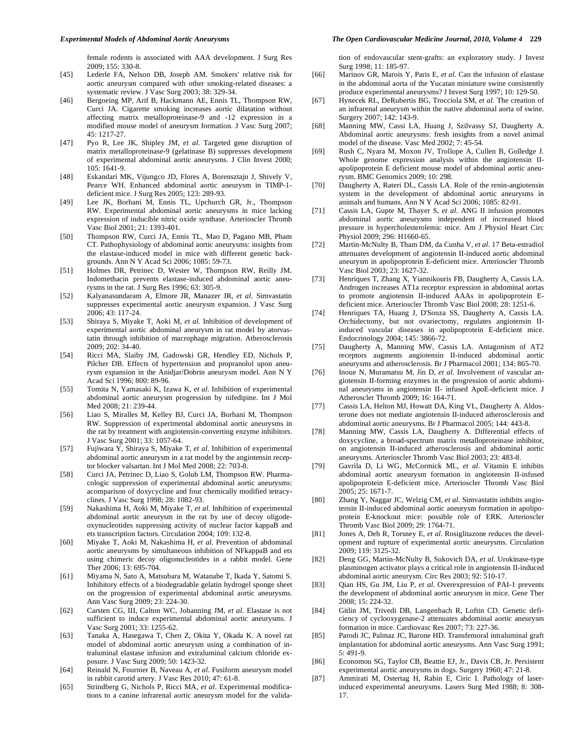female rodents is associated with AAA development. J Surg Res 2009; 155: 330-8.

[45] Lederle FA, Nelson DB, Joseph AM. Smokers' relative risk for aortic aneurysm compared with other smoking-related diseases: a systematic review. J Vasc Surg 2003; 38: 329-34.

[46] Bergoeing MP, Arif B, Hackmann AE, Ennis TL, Thompson RW, Curci JA. Cigarette smoking increases aortic dilatation without affecting matrix metalloproteinase-9 and -12 expression in a modified mouse model of aneurysm formation. J Vasc Surg 2007; 45: 1217-27.

[47] Pyo R, Lee JK, Shipley JM, *et al.* Targeted gene disruption of matrix metalloproteinase-9 (gelatinase B) suppresses development of experimental abdominal aortic aneurysms. J Clin Invest 2000; 105: 1641-9.

[48] Eskandari MK, Vijungco JD, Flores A, Borensztajn J, Shively V, Pearce WH. Enhanced abdominal aortic aneurysm in TIMP-1-deficient mice. J Surg Res 2005; 123: 289-93.

[49] Lee JK, Borhani M, Ennis TL, Upchurch GR, Jr., Thompson RW. Experimental abdominal aortic aneurysms in mice lacking expression of inducible nitric oxide synthase. Arterioscler Thromb Vasc Biol 2001; 21: 1393-401.

[50] Thompson RW, Curci JA, Ennis TL, Mao D, Pagano MB, Pham CT. Pathophysiology of abdominal aortic aneurysms: insights from the elastase-induced model in mice with different genetic backgrounds. Ann N Y Acad Sci 2006; 1085: 59-73.

[51] Holmes DR, Petrinec D, Wester W, Thompson RW, Reilly JM. Indomethacin prevents elastase-induced abdominal aortic aneurysms in the rat. J Surg Res 1996; 63: 305-9.

[52] Kalyanasundaram A, Elmore JR, Manazer JR, *et al*. Simvastatin suppresses experimental aortic aneurysm expansion. J Vasc Surg 2006; 43: 117-24.

[53] Shiraya S, Miyake T, Aoki M, *et al.* Inhibition of development of experimental aortic abdominal aneurysm in rat model by atorvastatin through inhibition of macrophage migration. Atherosclerosis 2009; 202: 34-40.

[54] Ricci MA, Slaiby JM, Gadowski GR, Hendley ED, Nichols P, Pilcher DB. Effects of hypertension and propranolol upon aneurysm expansion in the Anidjar/Dobrin aneurysm model. Ann N Y Acad Sci 1996; 800: 89-96.

[55] Tomita N, Yamasaki K, Izawa K, *et al.* Inhibition of experimental abdominal aortic aneurysm progression by nifedipine. Int J Mol Med 2008; 21: 239-44.

[56] Liao S, Miralles M, Kelley BJ, Curci JA, Borhani M, Thompson RW. Suppression of experimental abdominal aortic aneurysms in the rat by treatment with angiotensin-converting enzyme inhibitors. J Vasc Surg 2001; 33: 1057-64.

[57] Fujiwara Y, Shiraya S, Miyake T, *et al.* Inhibition of experimental abdominal aortic aneurysm in a rat model by the angiotensin receptor blocker valsartan. Int J Mol Med 2008; 22: 703-8.

[58] Curci JA, Petrinec D, Liao S, Golub LM, Thompson RW. Pharmacologic suppression of experimental abdominal aortic aneurysms: acomparison of doxycycline and four chemically modified tetracyclines. J Vasc Surg 1998; 28: 1082-93.

[59] Nakashima H, Aoki M, Miyake T, *et al*. Inhibition of experimental abdominal aortic aneurysm in the rat by use of decoy oligodeoxynucleotides suppressing activity of nuclear factor kappaB and ets transcription factors. Circulation 2004; 109: 132-8.

[60] Miyake T, Aoki M, Nakashima H, *et al.* Prevention of abdominal aortic aneurysms by simultaneous inhibition of NFkappaB and ets using chimeric decoy oligonucleotides in a rabbit model. Gene Ther 2006; 13: 695-704.

[61] Miyama N, Sato A, Matsubara M, Watanabe T, Ikada Y, Satomi S. Inhibitory effects of a biodegradable gelatin hydrogel sponge sheet on the progression of experimental abdominal aortic aneurysms. Ann Vasc Surg 2009; 23: 224-30.

[62] Carsten CG, III, Calton WC, Johanning JM, *et al.* Elastase is not sufficient to induce experimental abdominal aortic aneurysms. J Vasc Surg 2001; 33: 1255-62.

[63] Tanaka A, Hasegawa T, Chen Z, Okita Y, Okada K. A novel rat model of abdominal aortic aneurysm using a combination of intraluminal elastase infusion and extraluminal calcium chloride exposure. J Vasc Surg 2009; 50: 1423-32.

[64] Reinald N, Fournier B, Naveau A, *et al*. Fusiform aneurysm model in rabbit carotid artery. J Vasc Res 2010; 47: 61-8.

[65] Strindberg G, Nichols P, Ricci MA, *et al*. Experimental modifications to a canine infrarenal aortic aneurysm model for the validation of endovascular stent-grafts: an exploratory study. J Invest Surg 1998; 11: 185-97.

[66] Marinov GR, Marois Y, Paris E, *et al*. Can the infusion of elastase in the abdominal aorta of the Yucatan miniature swine consistently produce experimental aneurysms? J Invest Surg 1997; 10: 129-50.

[67] Hynecek RL, DeRubertis BG, Trocciola SM, *et al.* The creation of an infrarenal aneurysm within the native abdominal aorta of swine. Surgery 2007; 142: 143-9.

[68] Manning MW, Cassi LA, Huang J, Szilvassy SJ, Daugherty A. Abdominal aortic aneurysms: fresh insights from a novel animal model of the disease. Vasc Med 2002; 7: 45-54.

[69] Rush C, Nyara M, Moxon JV, Trollope A, Cullen B, Golledge J. Whole genome expression analysis within the angiotensin II-apolipoprotein E deficient mouse model of abdominal aortic aneurysm. BMC Genomics 2009; 10: 298.

[70] Daugherty A, Rateri DL, Cassis LA. Role of the renin-angiotensin system in the development of abdominal aortic aneurysms in animals and humans. Ann N Y Acad Sci 2006; 1085: 82-91.

[71] Cassis LA, Gupte M, Thayer S, *et al.* ANG II infusion promotes abdominal aortic aneurysms independent of increased blood pressure in hypercholesterolemic mice. Am J Physiol Heart Circ Physiol 2009; 296: H1660-65.

[72] Martin-McNulty B, Tham DM, da Cunha V, *et al*. 17 Beta-estradiol attenuates development of angiotensin II-induced aortic abdominal aneurysm in apolipoprotein E-deficient mice. Arterioscler Thromb Vasc Biol 2003; 23: 1627-32.

[73] Henriques T, Zhang X, Yiannikouris FB, Daugherty A, Cassis LA. Androgen increases AT1a receptor expression in abdominal aortas to promote angiotensin II-induced AAAs in apolipoprotein E-deficient mice. Arterioscler Thromb Vasc Biol 2008; 28: 1251-6.

[74] Henriques TA, Huang J, D'Souza SS, Daugherty A, Cassis LA. Orchidectomy, but not ovariectomy, regulates angiotensin II-induced vascular diseases in apolipoprotein E-deficient mice. Endocrinology 2004; 145: 3866-72.

[75] Daugherty A, Manning MW, Cassis LA. Antagonism of AT2 receptors augments angiotensin II-induced abdominal aortic aneurysms and atherosclerosis. Br J Pharmacol 2001; 134: 865-70.

[76] Inoue N, Muramatsu M, Jin D, *et al.* Involvement of vascular angiotensin II-forming enzymes in the progression of aortic abdominal aneurysms in angiotensin II- infused ApoE-deficient mice. J Atheroscler Thromb 2009; 16: 164-71.

[77] Cassis LA, Helton MJ, Howatt DA, King VL, Daugherty A. Aldosterone does not mediate angiotensin II-induced atherosclerosis and abdominal aortic aneurysms. Br J Pharmacol 2005; 144: 443-8.

[78] Manning MW, Cassis LA, Daugherty A. Differential effects of doxycycline, a broad-spectrum matrix metalloproteinase inhibitor, on angiotensin II-induced atherosclerosis and abdominal aortic aneurysms. Arterioscler Thromb Vasc Biol 2003; 23: 483-8.

[79] Gavrila D, Li WG, McCormick ML, *et al.* Vitamin E inhibits abdominal aortic aneurysm formation in angiotensin II-infused apolipoprotein E-deficient mice. Arterioscler Thromb Vasc Biol 2005; 25: 1671-7.

[80] Zhang Y, Naggar JC, Welzig CM, *et al.* Simvastatin inhibits angiotensin II-induced abdominal aortic aneurysm formation in apolipoprotein E-knockout mice: possible role of ERK. Arterioscler Thromb Vasc Biol 2009; 29: 1764-71.

[81] Jones A, Deb R, Torsney E, *et al.* Rosiglitazone reduces the development and rupture of experimental aortic aneurysms. Circulation 2009; 119: 3125-32.

[82] Deng GG, Martin-McNulty B, Sukovich DA, *et al.* Urokinase-type plasminogen activator plays a critical role in angiotensin II-induced abdominal aortic aneurysm. Circ Res 2003; 92: 510-17.

[83] Qian HS, Gu JM, Liu P, *et al.* Overexpression of PAI-1 prevents the development of abdominal aortic aneurysm in mice. Gene Ther 2008; 15: 224-32.

[84] Gitlin JM, Trivedi DB, Langenbach R, Loftin CD. Genetic deficiency of cyclooxygenase-2 attenuates abdominal aortic aneurysm formation in mice. Cardiovasc Res 2007; 73: 227-36.

[85] Parodi JC, Palmaz JC, Barone HD. Transfemoral intraluminal graft implantation for abdominal aortic aneurysms. Ann Vasc Surg 1991; 5: 491-9.

[86] Economou SG, Taylor CB, Beattie EJ, Jr., Davis CB, Jr. Persistent experimental aortic aneurysms in dogs. Surgery 1960; 47: 21-8.

[87] Ammirati M, Ostertag H, Rabin E, Ciric I. Pathology of laser-induced experimental aneurysms. Lasers Surg Med 1988; 8: 308-17.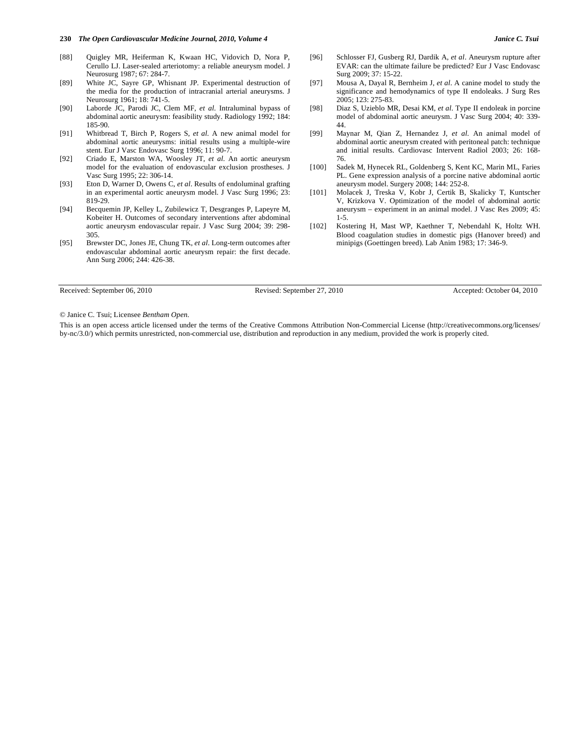[88] Quigley MR, Heiferman K, Kwaan HC, Vidovich D, Nora P, Cerullo LJ. Laser-sealed arteriotomy: a reliable aneurysm model. J Neurosurg 1987; 67: 284-7.

[89] White JC, Sayre GP, Whisnant JP. Experimental destruction of the media for the production of intracranial arterial aneurysms. J Neurosurg 1961; 18: 741-5.

[90] Laborde JC, Parodi JC, Clem MF, *et al.* Intraluminal bypass of abdominal aortic aneurysm: feasibility study. Radiology 1992; 184: 185-90.

[91] Whitbread T, Birch P, Rogers S, *et al.* A new animal model for abdominal aortic aneurysms: initial results using a multiple-wire stent. Eur J Vasc Endovasc Surg 1996; 11: 90-7.

[92] Criado E, Marston WA, Woosley JT, *et al.* An aortic aneurysm model for the evaluation of endovascular exclusion prostheses. J Vasc Surg 1995; 22: 306-14.

[93] Eton D, Warner D, Owens C, *et al*. Results of endoluminal grafting in an experimental aortic aneurysm model. J Vasc Surg 1996; 23: 819-29.

[94] Becquemin JP, Kelley L, Zubilewicz T, Desgranges P, Lapeyre M, Kobeiter H. Outcomes of secondary interventions after abdominal aortic aneurysm endovascular repair. J Vasc Surg 2004; 39: 298-305.

[95] Brewster DC, Jones JE, Chung TK, *et al*. Long-term outcomes after endovascular abdominal aortic aneurysm repair: the first decade. Ann Surg 2006; 244: 426-38.

[96] Schlosser FJ, Gusberg RJ, Dardik A, *et al*. Aneurysm rupture after EVAR: can the ultimate failure be predicted? Eur J Vasc Endovasc Surg 2009; 37: 15-22.

[97] Mousa A, Dayal R, Bernheim J, *et al*. A canine model to study the significance and hemodynamics of type II endoleaks. J Surg Res 2005; 123: 275-83.

[98] Diaz S, Uzieblo MR, Desai KM, *et al*. Type II endoleak in porcine model of abdominal aortic aneurysm. J Vasc Surg 2004; 40: 339-44.

[99] Maynar M, Qian Z, Hernandez J, *et al.* An animal model of abdominal aortic aneurysm created with peritoneal patch: technique and initial results. Cardiovasc Intervent Radiol 2003; 26: 168-76.

[100] Sadek M, Hynecek RL, Goldenberg S, Kent KC, Marin ML, Faries PL. Gene expression analysis of a porcine native abdominal aortic aneurysm model. Surgery 2008; 144: 252-8.

[101] Molacek J, Treska V, Kobr J, Certik B, Skalicky T, Kuntscher V, Krizkova V. Optimization of the model of abdominal aortic aneurysm – experiment in an animal model. J Vasc Res 2009; 45: 1-5.

[102] Kostering H, Mast WP, Kaethner T, Nebendahl K, Holtz WH. Blood coagulation studies in domestic pigs (Hanover breed) and minipigs (Goettingen breed). Lab Anim 1983; 17: 346-9.

Received: September 06, 2010 Revised: September 27, 2010 Accepted: October 04, 2010

© Janice C. Tsui; Licensee *Bentham Open.*

This is an open access article licensed under the terms of the Creative Commons Attribution Non-Commercial License (http://creativecommons.org/licenses/by-nc/3.0/) which permits unrestricted, non-commercial use, distribution and reproduction in any medium, provided the work is properly cited.